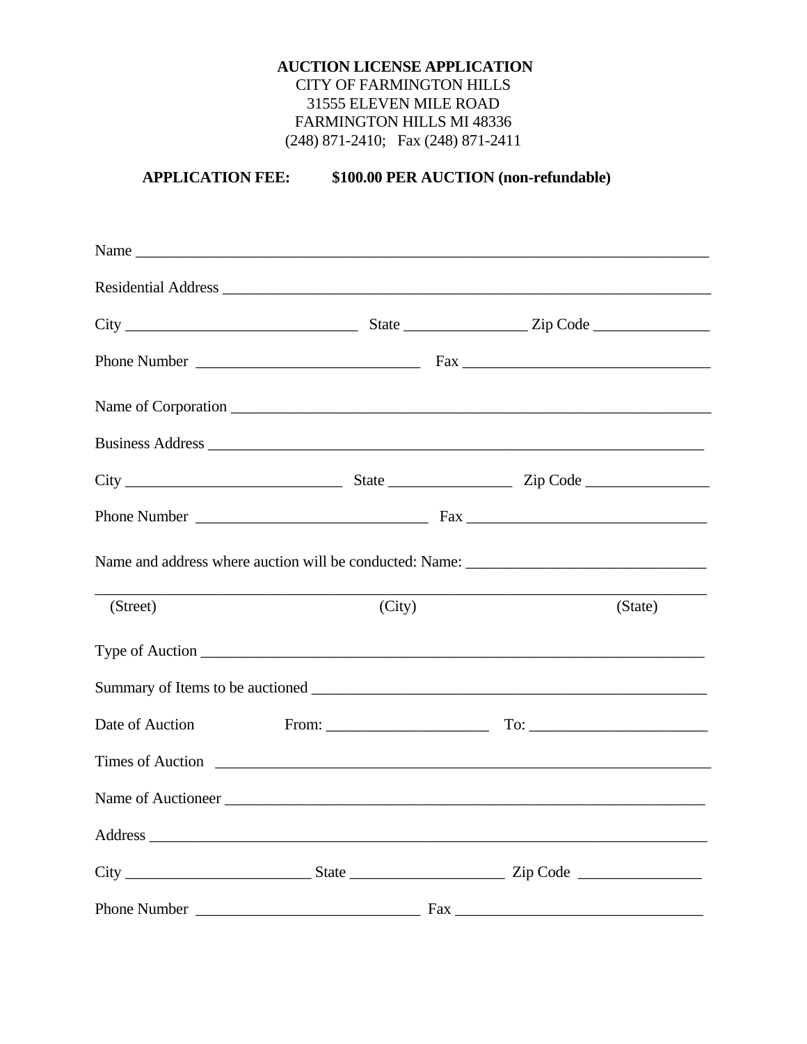**AUCTION LICENSE APPLICATION**
CITY OF FARMINGTON HILLS
31555 ELEVEN MILE ROAD
FARMINGTON HILLS MI 48336
(248) 871-2410; Fax (248) 871-2411

**APPLICATION FEE: $100.00 PER AUCTION (non-refundable)**

Name ___________________________________________________________________________

Residential Address ______________________________________________________________

City ______________________________ State ________________ Zip Code _______________

Phone Number _____________________________ Fax _______________________________

Name of Corporation _____________________________________________________________

Business Address ________________________________________________________________

City ___________________________ State ________________ Zip Code ________________

Phone Number ______________________________ Fax ______________________________

Name and address where auction will be conducted: Name: ______________________________

___________________________________________________________________________
(Street) (City) (State)

Type of Auction __________________________________________________________________

Summary of Items to be auctioned ___________________________________________________

Date of Auction From: _____________________ To: ______________________

Times of Auction _________________________________________________________________

Name of Auctioneer _______________________________________________________________

Address _________________________________________________________________________

City ________________________ State ___________________ Zip Code ________________

Phone Number _____________________________ Fax _______________________________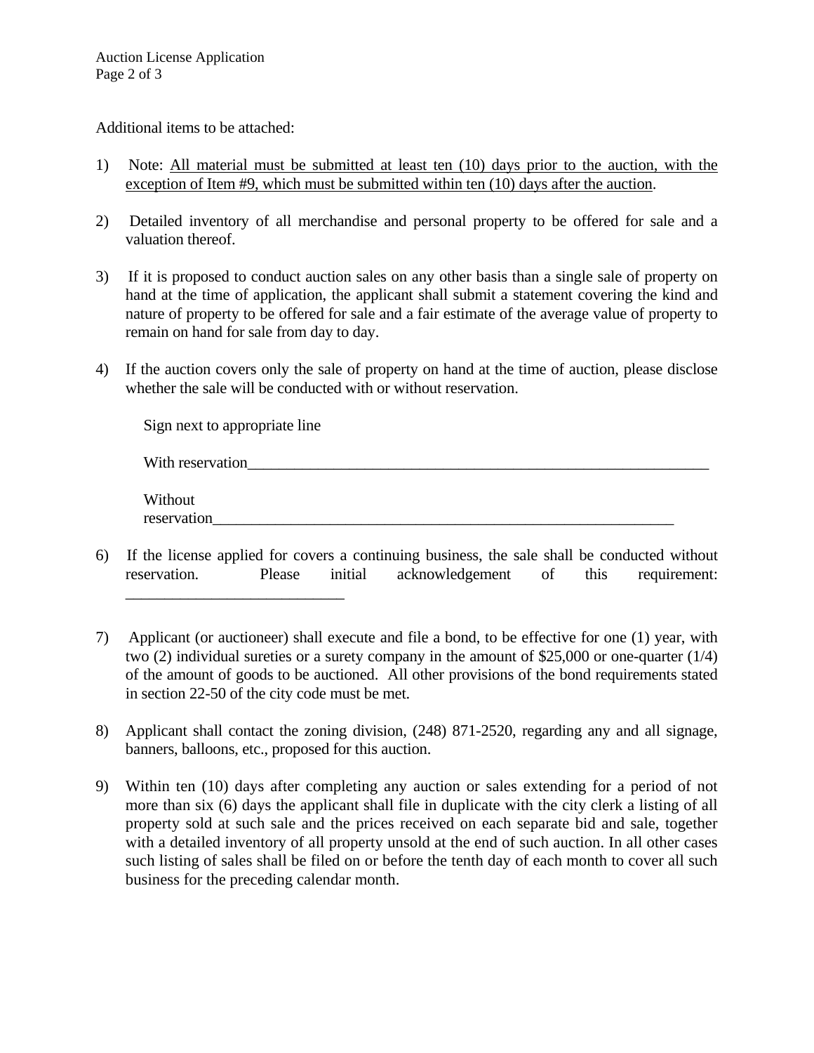Additional items to be attached:

1) Note: All material must be submitted at least ten (10) days prior to the auction, with the exception of Item #9, which must be submitted within ten (10) days after the auction.

2) Detailed inventory of all merchandise and personal property to be offered for sale and a valuation thereof.

3) If it is proposed to conduct auction sales on any other basis than a single sale of property on hand at the time of application, the applicant shall submit a statement covering the kind and nature of property to be offered for sale and a fair estimate of the average value of property to remain on hand for sale from day to day.

4) If the auction covers only the sale of property on hand at the time of auction, please disclose whether the sale will be conducted with or without reservation.

   Sign next to appropriate line

   With reservation_______________________________________________________________

   Without reservation_______________________________________________________________

6) If the license applied for covers a continuing business, the sale shall be conducted without reservation. Please initial acknowledgement of this requirement: ___________________________

7) Applicant (or auctioneer) shall execute and file a bond, to be effective for one (1) year, with two (2) individual sureties or a surety company in the amount of $25,000 or one-quarter (1/4) of the amount of goods to be auctioned. All other provisions of the bond requirements stated in section 22-50 of the city code must be met.

8) Applicant shall contact the zoning division, (248) 871-2520, regarding any and all signage, banners, balloons, etc., proposed for this auction.

9) Within ten (10) days after completing any auction or sales extending for a period of not more than six (6) days the applicant shall file in duplicate with the city clerk a listing of all property sold at such sale and the prices received on each separate bid and sale, together with a detailed inventory of all property unsold at the end of such auction. In all other cases such listing of sales shall be filed on or before the tenth day of each month to cover all such business for the preceding calendar month.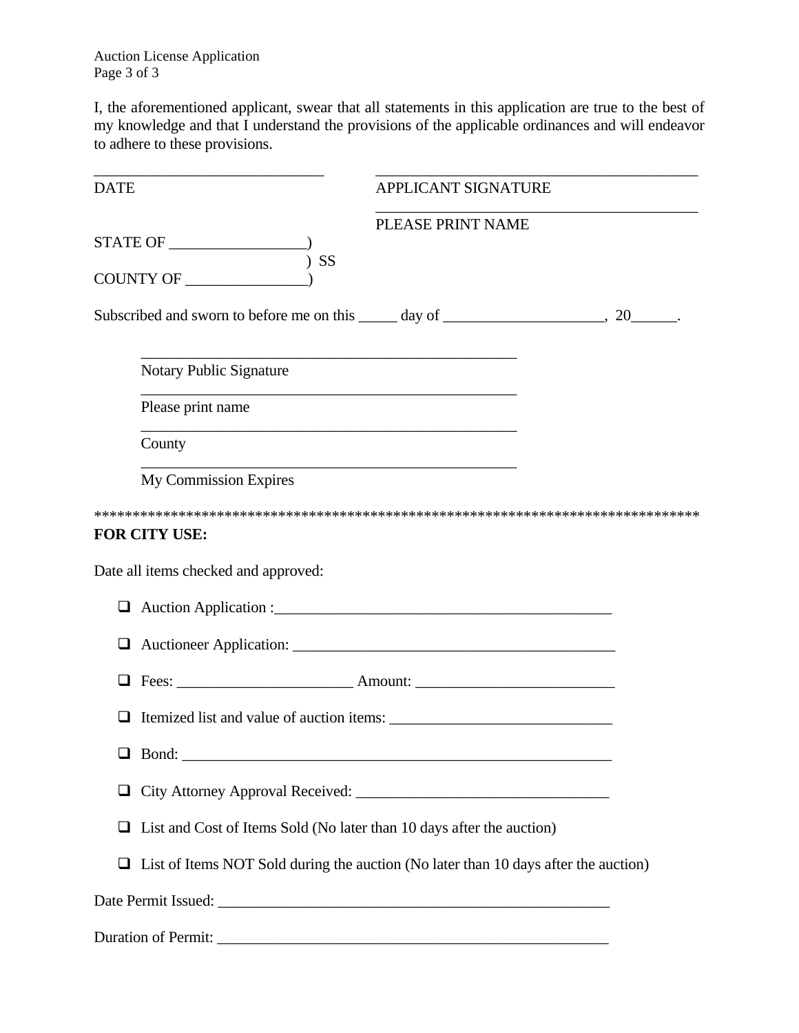I, the aforementioned applicant, swear that all statements in this application are true to the best of my knowledge and that I understand the provisions of the applicable ordinances and will endeavor to adhere to these provisions.

______________________________ ___________________________________________

DATE APPLICANT SIGNATURE

___________________________________________

PLEASE PRINT NAME

STATE OF _________________)
) SS
COUNTY OF ________________)

Subscribed and sworn to before me on this _____ day of _____________________, 20______.

__________________________________________________

Notary Public Signature

__________________________________________________

Please print name

__________________________________________________

County

__________________________________________________

My Commission Expires

*******************************************************************************

**FOR CITY USE:**

Date all items checked and approved:

- ☐ Auction Application :____________________________________________
- ☐ Auctioneer Application: __________________________________________
- ☐ Fees: ______________________ Amount: _________________________
- ☐ Itemized list and value of auction items: ____________________________
- ☐ Bond: _______________________________________________________
- ☐ City Attorney Approval Received: ________________________________
- ☐ List and Cost of Items Sold (No later than 10 days after the auction)
- ☐ List of Items NOT Sold during the auction (No later than 10 days after the auction)

Date Permit Issued: ____________________________________________________

Duration of Permit: ____________________________________________________